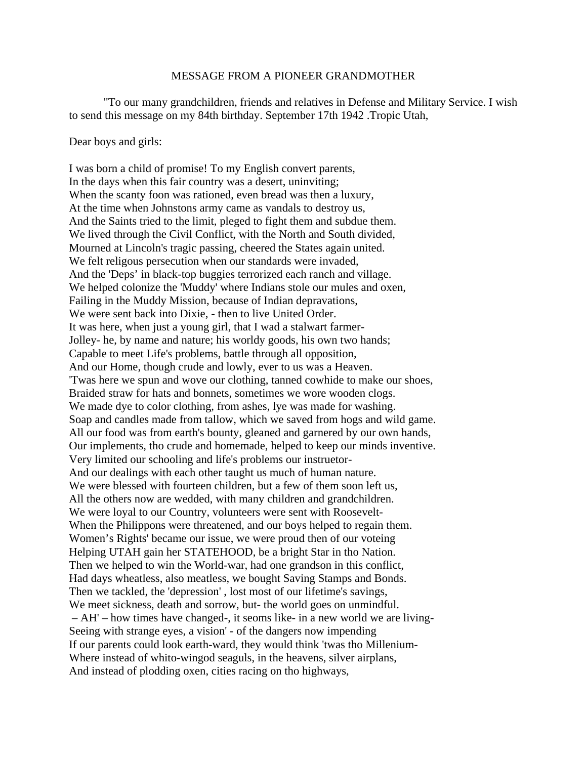MESSAGE FROM A PIONEER GRANDMOTHER

"To our many grandchildren, friends and relatives in Defense and Military Service. I wish to send this message on my 84th birthday. September 17th 1942 .Tropic Utah,

Dear boys and girls:

I was born a child of promise! To my English convert parents,  
In the days when this fair country was a desert, uninviting;  
When the scanty foon was rationed, even bread was then a luxury,  
At the time when Johnstons army came as vandals to destroy us,  
And the Saints tried to the limit, pleged to fight them and subdue them.  
We lived through the Civil Conflict, with the North and South divided,  
Mourned at Lincoln's tragic passing, cheered the States again united.  
We felt religous persecution when our standards were invaded,  
And the 'Deps' in black-top buggies terrorized each ranch and village.  
We helped colonize the 'Muddy' where Indians stole our mules and oxen,  
Failing in the Muddy Mission, because of Indian depravations,  
We were sent back into Dixie, - then to live United Order.  
It was here, when just a young girl, that I wad a stalwart farmer-  
Jolley- he, by name and nature; his worldy goods, his own two hands;  
Capable to meet Life's problems, battle through all opposition,  
And our Home, though crude and lowly, ever to us was a Heaven.  
'Twas here we spun and wove our clothing, tanned cowhide to make our shoes,  
Braided straw for hats and bonnets, sometimes we wore wooden clogs.  
We made dye to color clothing, from ashes, lye was made for washing.  
Soap and candles made from tallow, which we saved from hogs and wild game.  
All our food was from earth's bounty, gleaned and garnered by our own hands,  
Our implements, tho crude and homemade, helped to keep our minds inventive.  
Very limited our schooling and life's problems our instruetor-  
And our dealings with each other taught us much of human nature.  
We were blessed with fourteen children, but a few of them soon left us,  
All the others now are wedded, with many children and grandchildren.  
We were loyal to our Country, volunteers were sent with Roosevelt-  
When the Philippons were threatened, and our boys helped to regain them.  
Women's Rights' became our issue, we were proud then of our voteing  
Helping UTAH gain her STATEHOOD, be a bright Star in tho Nation.  
Then we helped to win the World-war, had one grandson in this conflict,  
Had days wheatless, also meatless, we bought Saving Stamps and Bonds.  
Then we tackled, the 'depression' , lost most of our lifetime's savings,  
We meet sickness, death and sorrow, but- the world goes on unmindful.  
– AH' – how times have changed-, it seoms like- in a new world we are living-  
Seeing with strange eyes, a vision' - of the dangers now impending  
If our parents could look earth-ward, they would think 'twas tho Millenium-  
Where instead of whito-wingod seaguls, in the heavens, silver airplans,  
And instead of plodding oxen, cities racing on tho highways,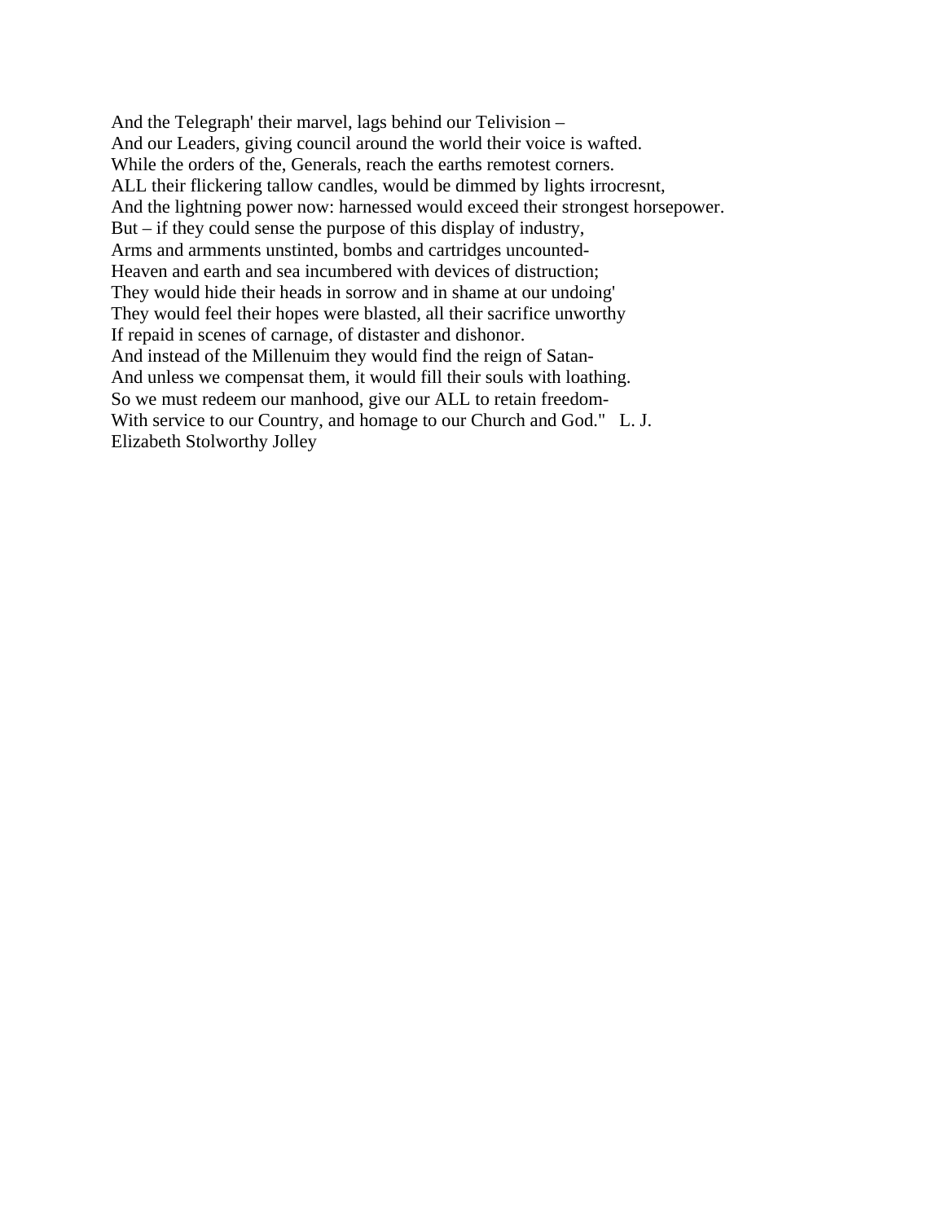And the Telegraph' their marvel, lags behind our Telivision –
And our Leaders, giving council around the world their voice is wafted.
While the orders of the, Generals, reach the earths remotest corners.
ALL their flickering tallow candles, would be dimmed by lights irrocresnt,
And the lightning power now: harnessed would exceed their strongest horsepower.
But – if they could sense the purpose of this display of industry,
Arms and armments unstinted, bombs and cartridges uncounted-
Heaven and earth and sea incumbered with devices of distruction;
They would hide their heads in sorrow and in shame at our undoing'
They would feel their hopes were blasted, all their sacrifice unworthy
If repaid in scenes of carnage, of distaster and dishonor.
And instead of the Millenuim they would find the reign of Satan-
And unless we compensat them, it would fill their souls with loathing.
So we must redeem our manhood, give our ALL to retain freedom-
With service to our Country, and homage to our Church and God."   L. J.
Elizabeth Stolworthy Jolley